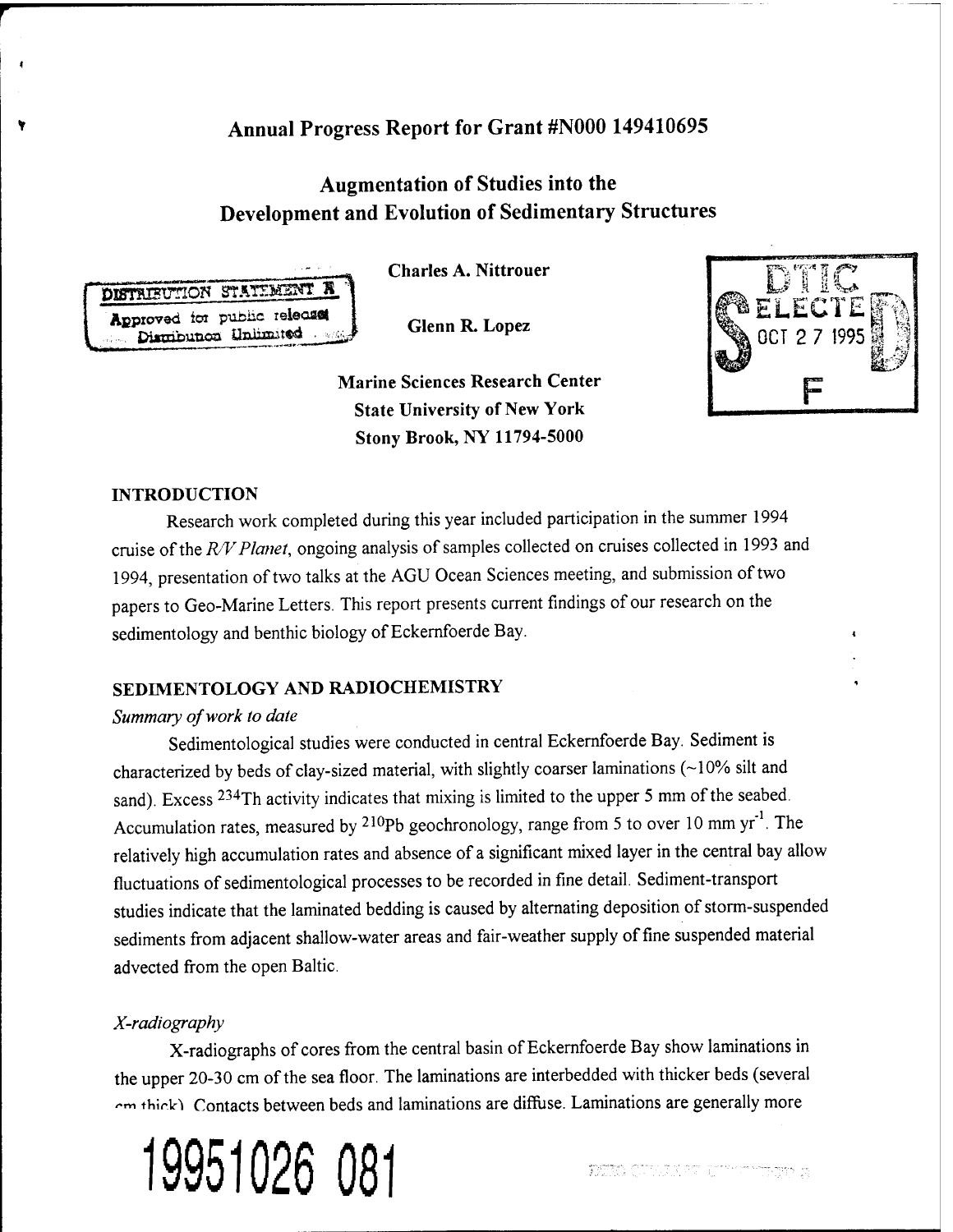# Annual Progress Report for Grant #N000 149410695

## Augmentation of Studies into the Development and Evolution of Sedimentary Structures

DISTRIBUTION STATEMENT A
Approved for public release
Distribution Unlimited

**Charles A. Nittrouer**

**Glenn R. Lopez**

**Marine Sciences Research Center**
**State University of New York**
**Stony Brook, NY 11794-5000**

DTIC ELECTE OCT 27 1995 F

### INTRODUCTION

Research work completed during this year included participation in the summer 1994 cruise of the *R/V Planet*, ongoing analysis of samples collected on cruises collected in 1993 and 1994, presentation of two talks at the AGU Ocean Sciences meeting, and submission of two papers to Geo-Marine Letters. This report presents current findings of our research on the sedimentology and benthic biology of Eckernfoerde Bay.

### SEDIMENTOLOGY AND RADIOCHEMISTRY

*Summary of work to date*

Sedimentological studies were conducted in central Eckernfoerde Bay. Sediment is characterized by beds of clay-sized material, with slightly coarser laminations (~10% silt and sand). Excess $^{234}$Th activity indicates that mixing is limited to the upper 5 mm of the seabed. Accumulation rates, measured by $^{210}$Pb geochronology, range from 5 to over 10 mm $yr^{-1}$. The relatively high accumulation rates and absence of a significant mixed layer in the central bay allow fluctuations of sedimentological processes to be recorded in fine detail. Sediment-transport studies indicate that the laminated bedding is caused by alternating deposition of storm-suspended sediments from adjacent shallow-water areas and fair-weather supply of fine suspended material advected from the open Baltic.

*X-radiography*

X-radiographs of cores from the central basin of Eckernfoerde Bay show laminations in the upper 20-30 cm of the sea floor. The laminations are interbedded with thicker beds (several cm thick). Contacts between beds and laminations are diffuse. Laminations are generally more

19951026 081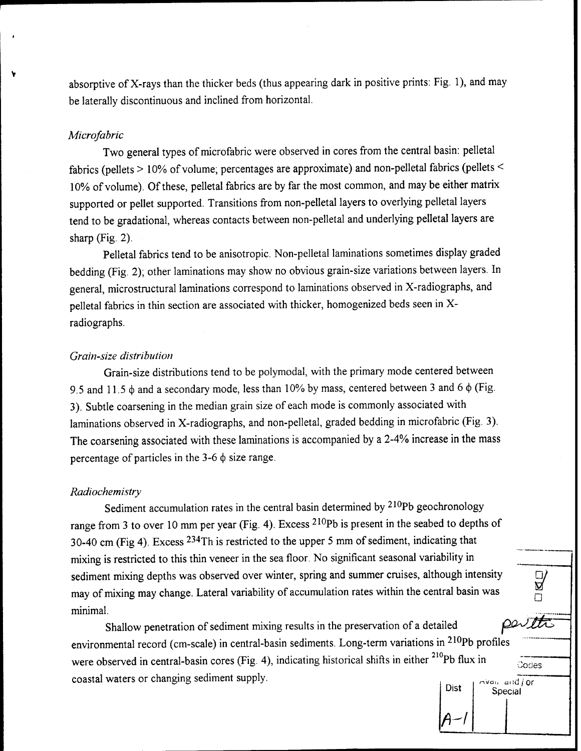absorptive of X-rays than the thicker beds (thus appearing dark in positive prints: Fig. 1), and may be laterally discontinuous and inclined from horizontal.

### *Microfabric*

Two general types of microfabric were observed in cores from the central basin: pelletal fabrics (pellets > 10% of volume; percentages are approximate) and non-pelletal fabrics (pellets < 10% of volume). Of these, pelletal fabrics are by far the most common, and may be either matrix supported or pellet supported. Transitions from non-pelletal layers to overlying pelletal layers tend to be gradational, whereas contacts between non-pelletal and underlying pelletal layers are sharp (Fig. 2).

Pelletal fabrics tend to be anisotropic. Non-pelletal laminations sometimes display graded bedding (Fig. 2); other laminations may show no obvious grain-size variations between layers. In general, microstructural laminations correspond to laminations observed in X-radiographs, and pelletal fabrics in thin section are associated with thicker, homogenized beds seen in X-radiographs.

### *Grain-size distribution*

Grain-size distributions tend to be polymodal, with the primary mode centered between 9.5 and 11.5 $\phi$ and a secondary mode, less than 10% by mass, centered between 3 and 6 $\phi$ (Fig. 3). Subtle coarsening in the median grain size of each mode is commonly associated with laminations observed in X-radiographs, and non-pelletal, graded bedding in microfabric (Fig. 3). The coarsening associated with these laminations is accompanied by a 2-4% increase in the mass percentage of particles in the 3-6 $\phi$ size range.

### *Radiochemistry*

Sediment accumulation rates in the central basin determined by $^{210}Pb$ geochronology range from 3 to over 10 mm per year (Fig. 4). Excess $^{210}Pb$ is present in the seabed to depths of 30-40 cm (Fig 4). Excess $^{234}Th$ is restricted to the upper 5 mm of sediment, indicating that mixing is restricted to this thin veneer in the sea floor. No significant seasonal variability in sediment mixing depths was observed over winter, spring and summer cruises, although intensity may of mixing may change. Lateral variability of accumulation rates within the central basin was minimal.

Shallow penetration of sediment mixing results in the preservation of a detailed environmental record (cm-scale) in central-basin sediments. Long-term variations in $^{210}Pb$ profiles were observed in central-basin cores (Fig. 4), indicating historical shifts in either $^{210}Pb$ flux in coastal waters or changing sediment supply.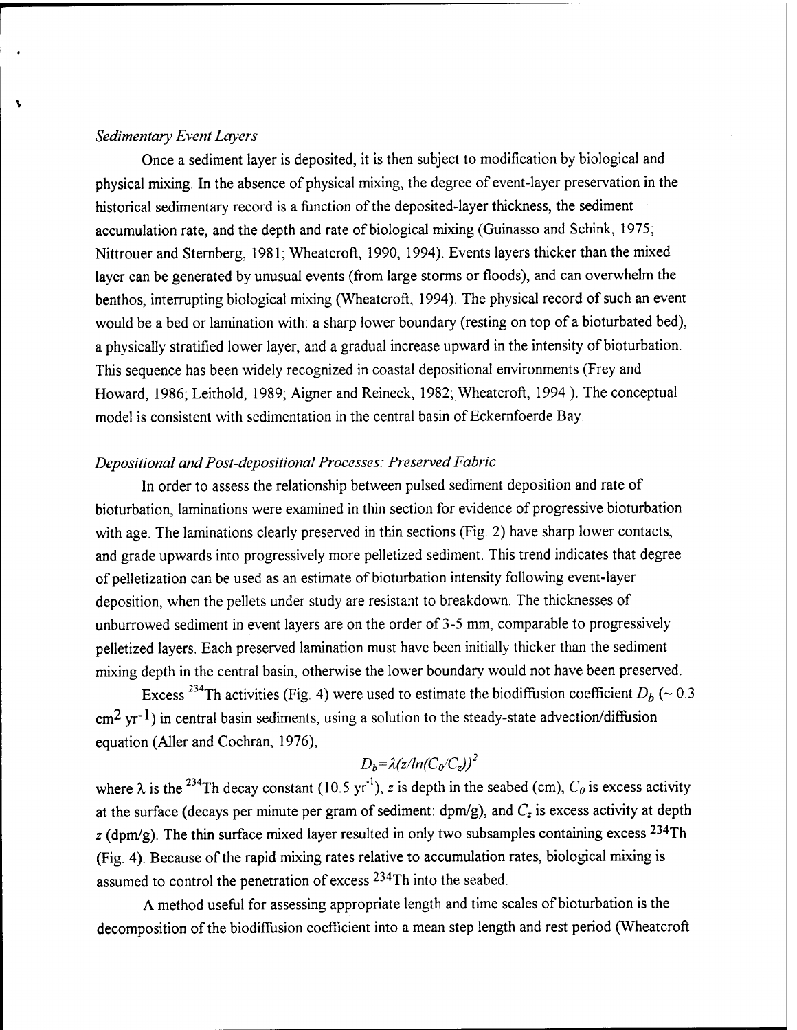### *Sedimentary Event Layers*

Once a sediment layer is deposited, it is then subject to modification by biological and physical mixing. In the absence of physical mixing, the degree of event-layer preservation in the historical sedimentary record is a function of the deposited-layer thickness, the sediment accumulation rate, and the depth and rate of biological mixing (Guinasso and Schink, 1975; Nittrouer and Sternberg, 1981; Wheatcroft, 1990, 1994). Events layers thicker than the mixed layer can be generated by unusual events (from large storms or floods), and can overwhelm the benthos, interrupting biological mixing (Wheatcroft, 1994). The physical record of such an event would be a bed or lamination with: a sharp lower boundary (resting on top of a bioturbated bed), a physically stratified lower layer, and a gradual increase upward in the intensity of bioturbation. This sequence has been widely recognized in coastal depositional environments (Frey and Howard, 1986; Leithold, 1989; Aigner and Reineck, 1982; Wheatcroft, 1994 ). The conceptual model is consistent with sedimentation in the central basin of Eckernfoerde Bay.

### *Depositional and Post-depositional Processes: Preserved Fabric*

In order to assess the relationship between pulsed sediment deposition and rate of bioturbation, laminations were examined in thin section for evidence of progressive bioturbation with age. The laminations clearly preserved in thin sections (Fig. 2) have sharp lower contacts, and grade upwards into progressively more pelletized sediment. This trend indicates that degree of pelletization can be used as an estimate of bioturbation intensity following event-layer deposition, when the pellets under study are resistant to breakdown. The thicknesses of unburrowed sediment in event layers are on the order of 3-5 mm, comparable to progressively pelletized layers. Each preserved lamination must have been initially thicker than the sediment mixing depth in the central basin, otherwise the lower boundary would not have been preserved.

Excess $^{234}Th$ activities (Fig. 4) were used to estimate the biodiffusion coefficient $D_b$ (~ 0.3 $cm^2\ yr^{-1}$) in central basin sediments, using a solution to the steady-state advection/diffusion equation (Aller and Cochran, 1976),

$$D_b = \lambda(z/\ln(C_0/C_z))^2$$

where $\lambda$ is the $^{234}Th$ decay constant (10.5 $yr^{-1}$), $z$ is depth in the seabed (cm), $C_0$ is excess activity at the surface (decays per minute per gram of sediment: dpm/g), and $C_z$ is excess activity at depth $z$ (dpm/g). The thin surface mixed layer resulted in only two subsamples containing excess $^{234}Th$ (Fig. 4). Because of the rapid mixing rates relative to accumulation rates, biological mixing is assumed to control the penetration of excess $^{234}Th$ into the seabed.

A method useful for assessing appropriate length and time scales of bioturbation is the decomposition of the biodiffusion coefficient into a mean step length and rest period (Wheatcroft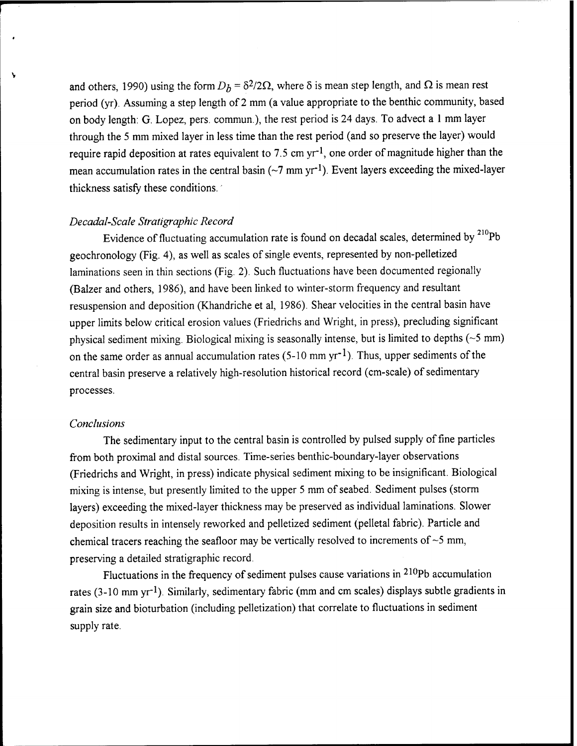and others, 1990) using the form $D_b = \delta^2/2\Omega$, where $\delta$ is mean step length, and $\Omega$ is mean rest period (yr). Assuming a step length of 2 mm (a value appropriate to the benthic community, based on body length: G. Lopez, pers. commun.), the rest period is 24 days. To advect a 1 mm layer through the 5 mm mixed layer in less time than the rest period (and so preserve the layer) would require rapid deposition at rates equivalent to 7.5 cm $yr^{-1}$, one order of magnitude higher than the mean accumulation rates in the central basin (~7 mm $yr^{-1}$). Event layers exceeding the mixed-layer thickness satisfy these conditions.

### *Decadal-Scale Stratigraphic Record*

Evidence of fluctuating accumulation rate is found on decadal scales, determined by $^{210}Pb$ geochronology (Fig. 4), as well as scales of single events, represented by non-pelletized laminations seen in thin sections (Fig. 2). Such fluctuations have been documented regionally (Balzer and others, 1986), and have been linked to winter-storm frequency and resultant resuspension and deposition (Khandriche et al, 1986). Shear velocities in the central basin have upper limits below critical erosion values (Friedrichs and Wright, in press), precluding significant physical sediment mixing. Biological mixing is seasonally intense, but is limited to depths (~5 mm) on the same order as annual accumulation rates (5-10 mm $yr^{-1}$). Thus, upper sediments of the central basin preserve a relatively high-resolution historical record (cm-scale) of sedimentary processes.

### *Conclusions*

The sedimentary input to the central basin is controlled by pulsed supply of fine particles from both proximal and distal sources. Time-series benthic-boundary-layer observations (Friedrichs and Wright, in press) indicate physical sediment mixing to be insignificant. Biological mixing is intense, but presently limited to the upper 5 mm of seabed. Sediment pulses (storm layers) exceeding the mixed-layer thickness may be preserved as individual laminations. Slower deposition results in intensely reworked and pelletized sediment (pelletal fabric). Particle and chemical tracers reaching the seafloor may be vertically resolved to increments of ~5 mm, preserving a detailed stratigraphic record.

Fluctuations in the frequency of sediment pulses cause variations in $^{210}Pb$ accumulation rates (3-10 mm $yr^{-1}$). Similarly, sedimentary fabric (mm and cm scales) displays subtle gradients in grain size and bioturbation (including pelletization) that correlate to fluctuations in sediment supply rate.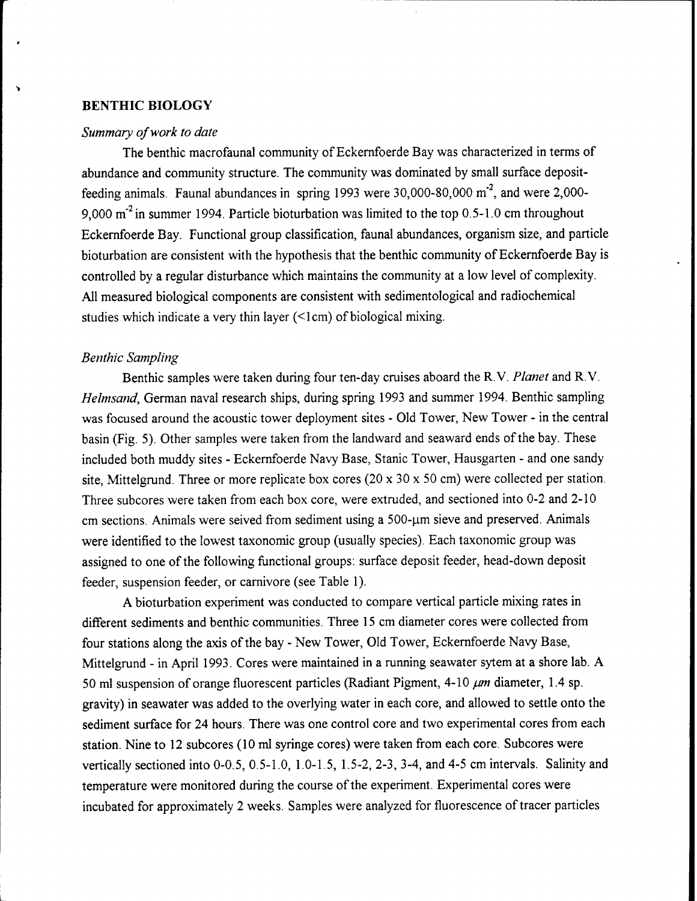## BENTHIC BIOLOGY

### *Summary of work to date*

The benthic macrofaunal community of Eckernfoerde Bay was characterized in terms of abundance and community structure. The community was dominated by small surface deposit-feeding animals. Faunal abundances in spring 1993 were 30,000-80,000 $m^{-2}$, and were 2,000-9,000 $m^{-2}$ in summer 1994. Particle bioturbation was limited to the top 0.5-1.0 cm throughout Eckernfoerde Bay. Functional group classification, faunal abundances, organism size, and particle bioturbation are consistent with the hypothesis that the benthic community of Eckernfoerde Bay is controlled by a regular disturbance which maintains the community at a low level of complexity. All measured biological components are consistent with sedimentological and radiochemical studies which indicate a very thin layer (<1cm) of biological mixing.

### *Benthic Sampling*

Benthic samples were taken during four ten-day cruises aboard the R.V. *Planet* and R.V. *Helmsand*, German naval research ships, during spring 1993 and summer 1994. Benthic sampling was focused around the acoustic tower deployment sites - Old Tower, New Tower - in the central basin (Fig. 5). Other samples were taken from the landward and seaward ends of the bay. These included both muddy sites - Eckernfoerde Navy Base, Stanic Tower, Hausgarten - and one sandy site, Mittelgrund. Three or more replicate box cores (20 x 30 x 50 cm) were collected per station. Three subcores were taken from each box core, were extruded, and sectioned into 0-2 and 2-10 cm sections. Animals were seived from sediment using a 500-µm sieve and preserved. Animals were identified to the lowest taxonomic group (usually species). Each taxonomic group was assigned to one of the following functional groups: surface deposit feeder, head-down deposit feeder, suspension feeder, or carnivore (see Table 1).

A bioturbation experiment was conducted to compare vertical particle mixing rates in different sediments and benthic communities. Three 15 cm diameter cores were collected from four stations along the axis of the bay - New Tower, Old Tower, Eckernfoerde Navy Base, Mittelgrund - in April 1993. Cores were maintained in a running seawater sytem at a shore lab. A 50 ml suspension of orange fluorescent particles (Radiant Pigment, 4-10 $\mu m$ diameter, 1.4 sp. gravity) in seawater was added to the overlying water in each core, and allowed to settle onto the sediment surface for 24 hours. There was one control core and two experimental cores from each station. Nine to 12 subcores (10 ml syringe cores) were taken from each core. Subcores were vertically sectioned into 0-0.5, 0.5-1.0, 1.0-1.5, 1.5-2, 2-3, 3-4, and 4-5 cm intervals. Salinity and temperature were monitored during the course of the experiment. Experimental cores were incubated for approximately 2 weeks. Samples were analyzed for fluorescence of tracer particles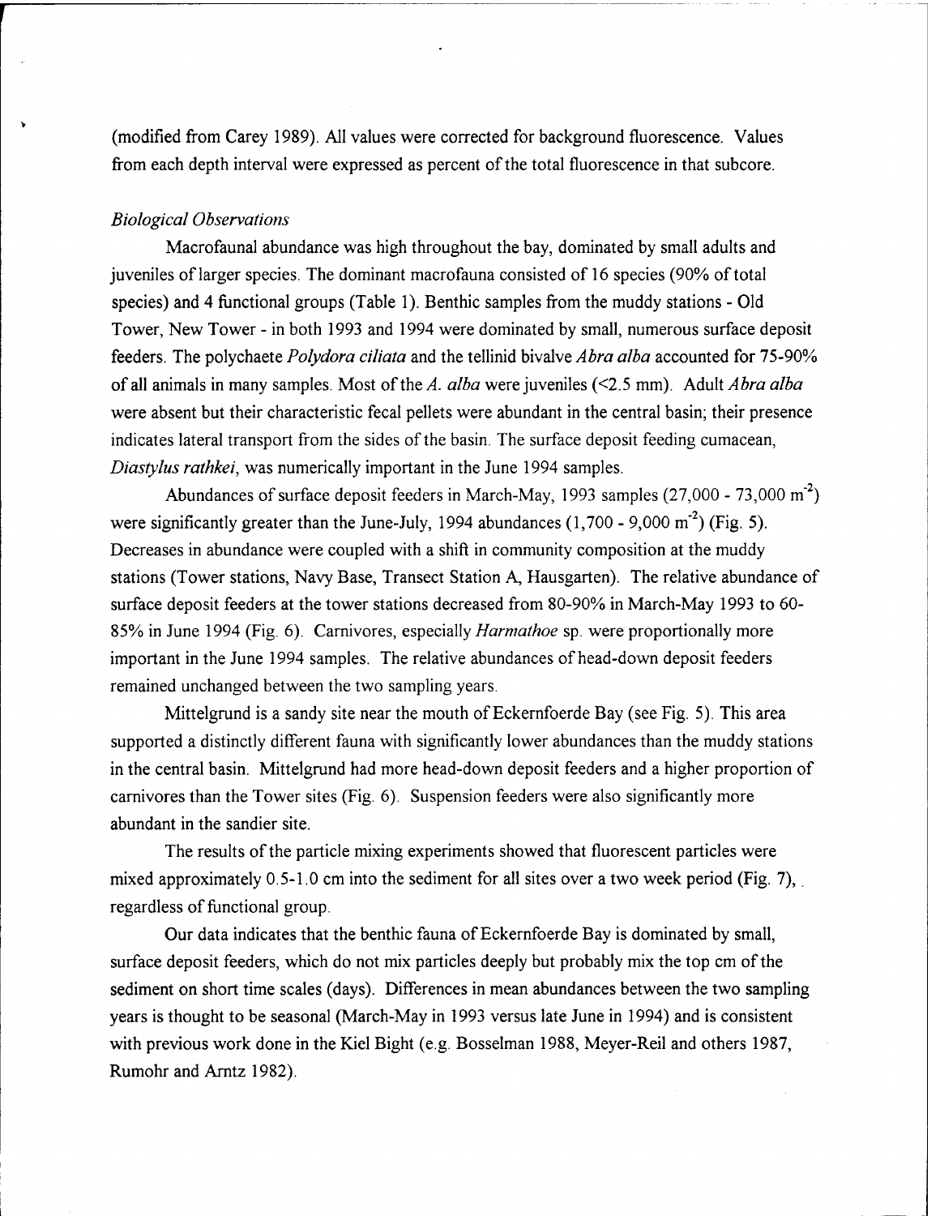(modified from Carey 1989). All values were corrected for background fluorescence. Values from each depth interval were expressed as percent of the total fluorescence in that subcore.

### *Biological Observations*

Macrofaunal abundance was high throughout the bay, dominated by small adults and juveniles of larger species. The dominant macrofauna consisted of 16 species (90% of total species) and 4 functional groups (Table 1). Benthic samples from the muddy stations - Old Tower, New Tower - in both 1993 and 1994 were dominated by small, numerous surface deposit feeders. The polychaete *Polydora ciliata* and the tellinid bivalve *Abra alba* accounted for 75-90% of all animals in many samples. Most of the *A. alba* were juveniles (<2.5 mm). Adult *Abra alba* were absent but their characteristic fecal pellets were abundant in the central basin; their presence indicates lateral transport from the sides of the basin. The surface deposit feeding cumacean, *Diastylus rathkei*, was numerically important in the June 1994 samples.

Abundances of surface deposit feeders in March-May, 1993 samples (27,000 - 73,000 $m^{-2}$) were significantly greater than the June-July, 1994 abundances (1,700 - 9,000 $m^{-2}$) (Fig. 5). Decreases in abundance were coupled with a shift in community composition at the muddy stations (Tower stations, Navy Base, Transect Station A, Hausgarten). The relative abundance of surface deposit feeders at the tower stations decreased from 80-90% in March-May 1993 to 60-85% in June 1994 (Fig. 6). Carnivores, especially *Harmathoe* sp. were proportionally more important in the June 1994 samples. The relative abundances of head-down deposit feeders remained unchanged between the two sampling years.

Mittelgrund is a sandy site near the mouth of Eckernfoerde Bay (see Fig. 5). This area supported a distinctly different fauna with significantly lower abundances than the muddy stations in the central basin. Mittelgrund had more head-down deposit feeders and a higher proportion of carnivores than the Tower sites (Fig. 6). Suspension feeders were also significantly more abundant in the sandier site.

The results of the particle mixing experiments showed that fluorescent particles were mixed approximately 0.5-1.0 cm into the sediment for all sites over a two week period (Fig. 7), regardless of functional group.

Our data indicates that the benthic fauna of Eckernfoerde Bay is dominated by small, surface deposit feeders, which do not mix particles deeply but probably mix the top cm of the sediment on short time scales (days). Differences in mean abundances between the two sampling years is thought to be seasonal (March-May in 1993 versus late June in 1994) and is consistent with previous work done in the Kiel Bight (e.g. Bosselman 1988, Meyer-Reil and others 1987, Rumohr and Arntz 1982).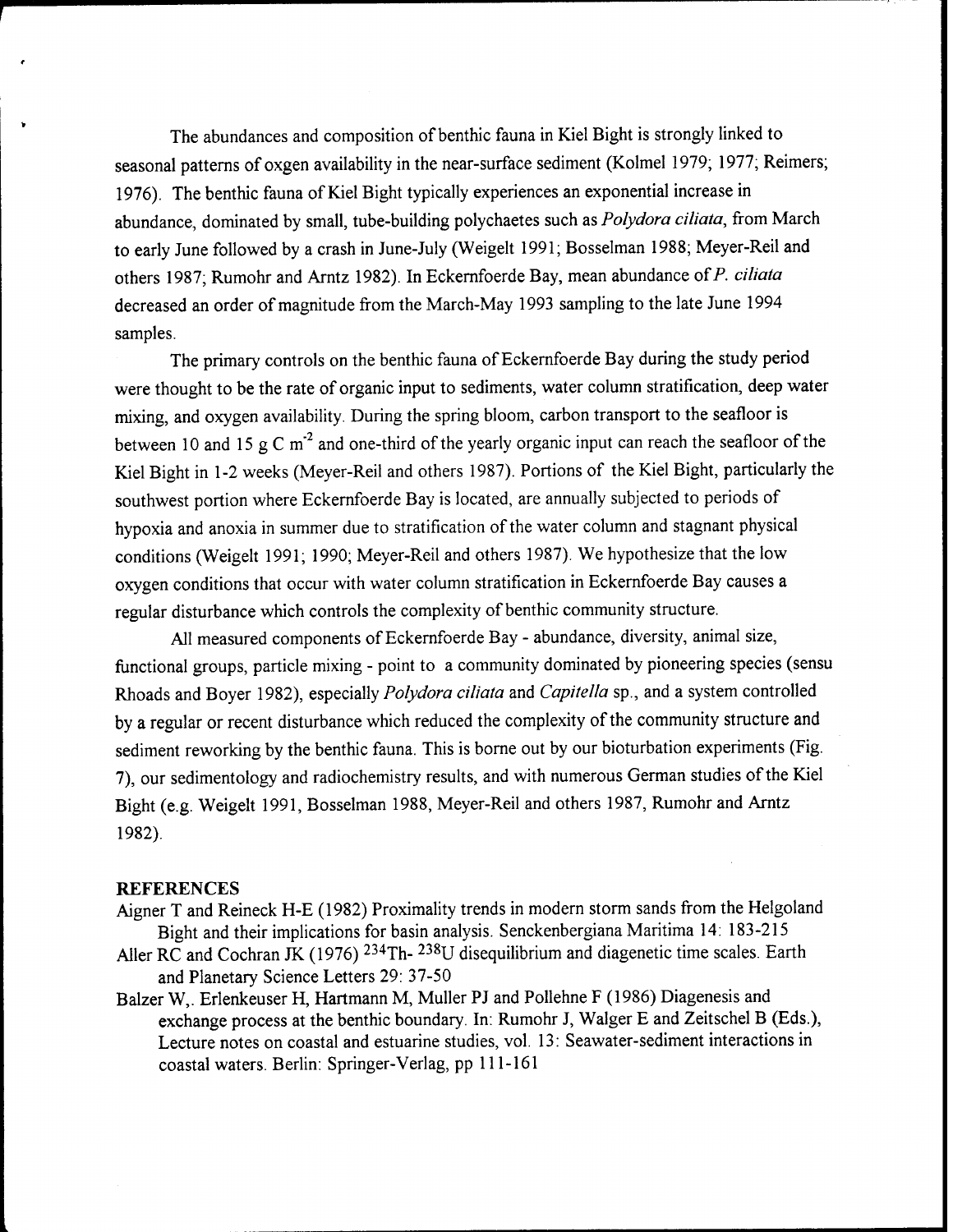The abundances and composition of benthic fauna in Kiel Bight is strongly linked to seasonal patterns of oxgen availability in the near-surface sediment (Kolmel 1979; 1977; Reimers; 1976). The benthic fauna of Kiel Bight typically experiences an exponential increase in abundance, dominated by small, tube-building polychaetes such as *Polydora ciliata*, from March to early June followed by a crash in June-July (Weigelt 1991; Bosselman 1988; Meyer-Reil and others 1987; Rumohr and Arntz 1982). In Eckernfoerde Bay, mean abundance of *P. ciliata* decreased an order of magnitude from the March-May 1993 sampling to the late June 1994 samples.

The primary controls on the benthic fauna of Eckernfoerde Bay during the study period were thought to be the rate of organic input to sediments, water column stratification, deep water mixing, and oxygen availability. During the spring bloom, carbon transport to the seafloor is between 10 and 15 g C $m^{-2}$ and one-third of the yearly organic input can reach the seafloor of the Kiel Bight in 1-2 weeks (Meyer-Reil and others 1987). Portions of the Kiel Bight, particularly the southwest portion where Eckernfoerde Bay is located, are annually subjected to periods of hypoxia and anoxia in summer due to stratification of the water column and stagnant physical conditions (Weigelt 1991; 1990; Meyer-Reil and others 1987). We hypothesize that the low oxygen conditions that occur with water column stratification in Eckernfoerde Bay causes a regular disturbance which controls the complexity of benthic community structure.

All measured components of Eckernfoerde Bay - abundance, diversity, animal size, functional groups, particle mixing - point to a community dominated by pioneering species (sensu Rhoads and Boyer 1982), especially *Polydora ciliata* and *Capitella* sp., and a system controlled by a regular or recent disturbance which reduced the complexity of the community structure and sediment reworking by the benthic fauna. This is borne out by our bioturbation experiments (Fig. 7), our sedimentology and radiochemistry results, and with numerous German studies of the Kiel Bight (e.g. Weigelt 1991, Bosselman 1988, Meyer-Reil and others 1987, Rumohr and Arntz 1982).

## REFERENCES

Aigner T and Reineck H-E (1982) Proximality trends in modern storm sands from the Helgoland Bight and their implications for basin analysis. Senckenbergiana Maritima 14: 183-215

Aller RC and Cochran JK (1976) $^{234}$Th- $^{238}$U disequilibrium and diagenetic time scales. Earth and Planetary Science Letters 29: 37-50

Balzer W,. Erlenkeuser H, Hartmann M, Muller PJ and Pollehne F (1986) Diagenesis and exchange process at the benthic boundary. In: Rumohr J, Walger E and Zeitschel B (Eds.), Lecture notes on coastal and estuarine studies, vol. 13: Seawater-sediment interactions in coastal waters. Berlin: Springer-Verlag, pp 111-161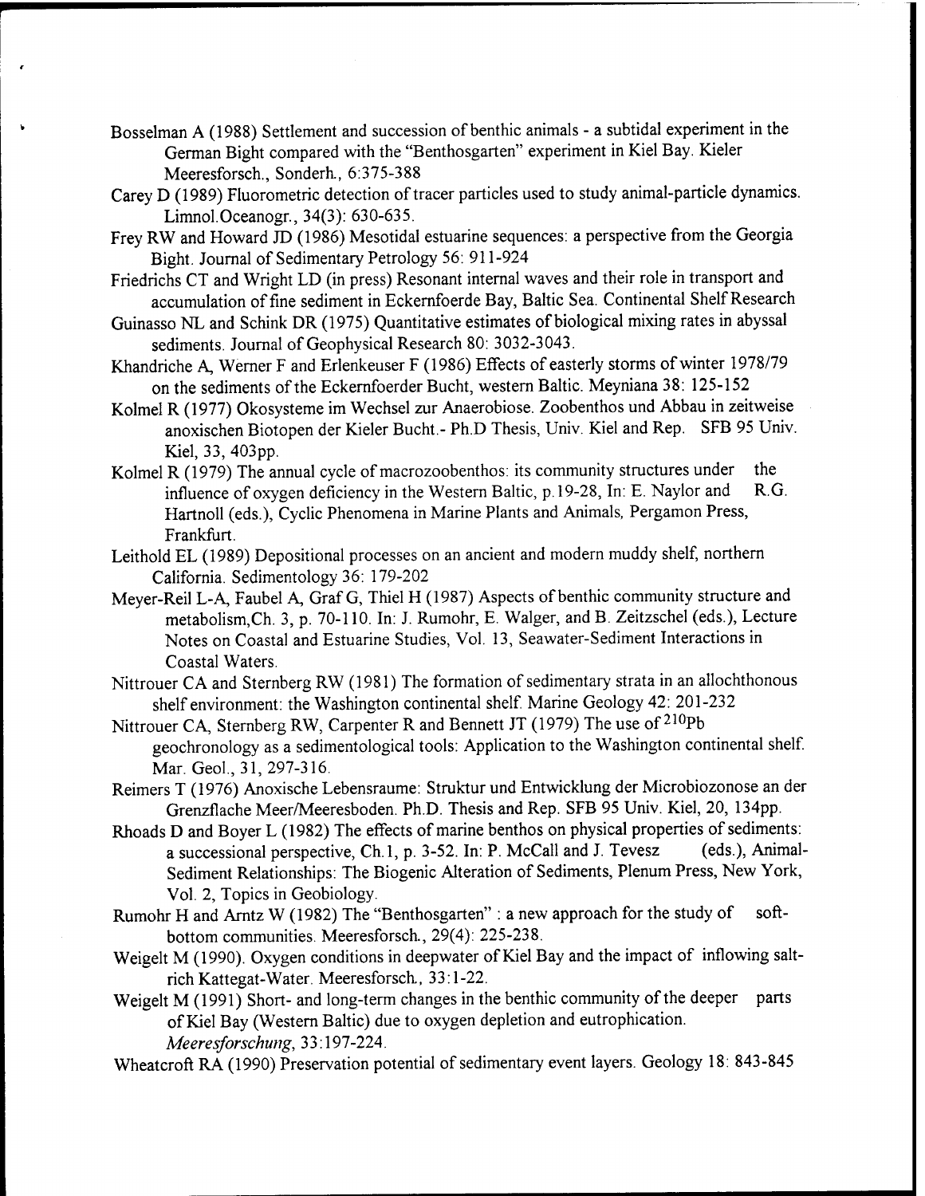Bosselman A (1988) Settlement and succession of benthic animals - a subtidal experiment in the German Bight compared with the "Benthosgarten" experiment in Kiel Bay. Kieler Meeresforsch., Sonderh., 6:375-388

Carey D (1989) Fluorometric detection of tracer particles used to study animal-particle dynamics. Limnol.Oceanogr., 34(3): 630-635.

Frey RW and Howard JD (1986) Mesotidal estuarine sequences: a perspective from the Georgia Bight. Journal of Sedimentary Petrology 56: 911-924

Friedrichs CT and Wright LD (in press) Resonant internal waves and their role in transport and accumulation of fine sediment in Eckernfoerde Bay, Baltic Sea. Continental Shelf Research

Guinasso NL and Schink DR (1975) Quantitative estimates of biological mixing rates in abyssal sediments. Journal of Geophysical Research 80: 3032-3043.

Khandriche A, Werner F and Erlenkeuser F (1986) Effects of easterly storms of winter 1978/79 on the sediments of the Eckernfoerder Bucht, western Baltic. Meyniana 38: 125-152

Kolmel R (1977) Okosysteme im Wechsel zur Anaerobiose. Zoobenthos und Abbau in zeitweise anoxischen Biotopen der Kieler Bucht.- Ph.D Thesis, Univ. Kiel and Rep. SFB 95 Univ. Kiel, 33, 403pp.

Kolmel R (1979) The annual cycle of macrozoobenthos: its community structures under the influence of oxygen deficiency in the Western Baltic, p.19-28, In: E. Naylor and R.G. Hartnoll (eds.), Cyclic Phenomena in Marine Plants and Animals, Pergamon Press, Frankfurt.

Leithold EL (1989) Depositional processes on an ancient and modern muddy shelf, northern California. Sedimentology 36: 179-202

Meyer-Reil L-A, Faubel A, Graf G, Thiel H (1987) Aspects of benthic community structure and metabolism,Ch. 3, p. 70-110. In: J. Rumohr, E. Walger, and B. Zeitzschel (eds.), Lecture Notes on Coastal and Estuarine Studies, Vol. 13, Seawater-Sediment Interactions in Coastal Waters.

Nittrouer CA and Sternberg RW (1981) The formation of sedimentary strata in an allochthonous shelf environment: the Washington continental shelf. Marine Geology 42: 201-232

Nittrouer CA, Sternberg RW, Carpenter R and Bennett JT (1979) The use of $^{210}$Pb geochronology as a sedimentological tools: Application to the Washington continental shelf. Mar. Geol., 31, 297-316.

Reimers T (1976) Anoxische Lebensraume: Struktur und Entwicklung der Microbiozonose an der Grenzflache Meer/Meeresboden. Ph.D. Thesis and Rep. SFB 95 Univ. Kiel, 20, 134pp.

Rhoads D and Boyer L (1982) The effects of marine benthos on physical properties of sediments: a successional perspective, Ch.1, p. 3-52. In: P. McCall and J. Tevesz (eds.), Animal-Sediment Relationships: The Biogenic Alteration of Sediments, Plenum Press, New York, Vol. 2, Topics in Geobiology.

Rumohr H and Arntz W (1982) The "Benthosgarten" : a new approach for the study of soft-bottom communities. Meeresforsch., 29(4): 225-238.

Weigelt M (1990). Oxygen conditions in deepwater of Kiel Bay and the impact of inflowing salt-rich Kattegat-Water. Meeresforsch., 33:1-22.

Weigelt M (1991) Short- and long-term changes in the benthic community of the deeper parts of Kiel Bay (Western Baltic) due to oxygen depletion and eutrophication. *Meeresforschung*, 33:197-224.

Wheatcroft RA (1990) Preservation potential of sedimentary event layers. Geology 18: 843-845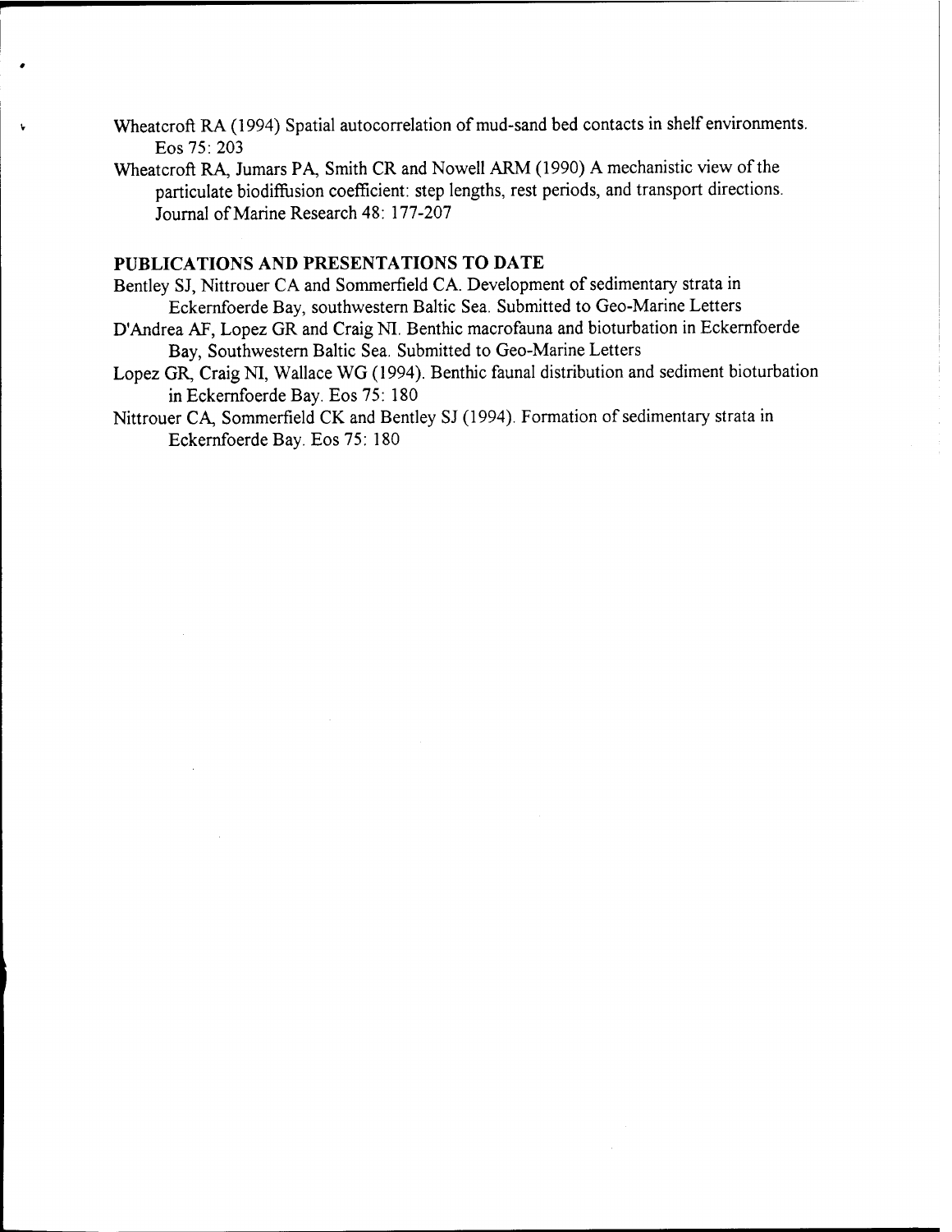Wheatcroft RA (1994) Spatial autocorrelation of mud-sand bed contacts in shelf environments. Eos 75: 203

Wheatcroft RA, Jumars PA, Smith CR and Nowell ARM (1990) A mechanistic view of the particulate biodiffusion coefficient: step lengths, rest periods, and transport directions. Journal of Marine Research 48: 177-207

## PUBLICATIONS AND PRESENTATIONS TO DATE

Bentley SJ, Nittrouer CA and Sommerfield CA. Development of sedimentary strata in Eckernfoerde Bay, southwestern Baltic Sea. Submitted to Geo-Marine Letters

D'Andrea AF, Lopez GR and Craig NI. Benthic macrofauna and bioturbation in Eckernfoerde Bay, Southwestern Baltic Sea. Submitted to Geo-Marine Letters

Lopez GR, Craig NI, Wallace WG (1994). Benthic faunal distribution and sediment bioturbation in Eckernfoerde Bay. Eos 75: 180

Nittrouer CA, Sommerfield CK and Bentley SJ (1994). Formation of sedimentary strata in Eckernfoerde Bay. Eos 75: 180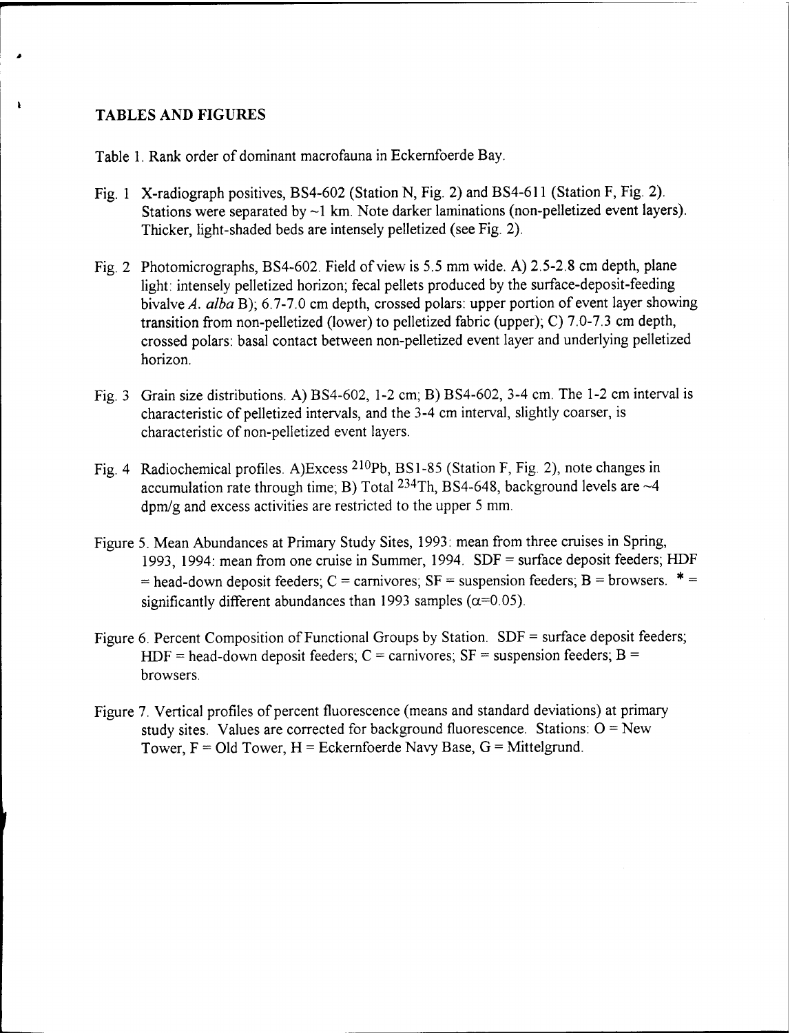# TABLES AND FIGURES

Table 1. Rank order of dominant macrofauna in Eckernfoerde Bay.

Fig. 1 X-radiograph positives, BS4-602 (Station N, Fig. 2) and BS4-611 (Station F, Fig. 2). Stations were separated by ~1 km. Note darker laminations (non-pelletized event layers). Thicker, light-shaded beds are intensely pelletized (see Fig. 2).

Fig. 2 Photomicrographs, BS4-602. Field of view is 5.5 mm wide. A) 2.5-2.8 cm depth, plane light: intensely pelletized horizon; fecal pellets produced by the surface-deposit-feeding bivalve *A. alba* B); 6.7-7.0 cm depth, crossed polars: upper portion of event layer showing transition from non-pelletized (lower) to pelletized fabric (upper); C) 7.0-7.3 cm depth, crossed polars: basal contact between non-pelletized event layer and underlying pelletized horizon.

Fig. 3 Grain size distributions. A) BS4-602, 1-2 cm; B) BS4-602, 3-4 cm. The 1-2 cm interval is characteristic of pelletized intervals, and the 3-4 cm interval, slightly coarser, is characteristic of non-pelletized event layers.

Fig. 4 Radiochemical profiles. A)Excess $^{210}Pb$, BS1-85 (Station F, Fig. 2), note changes in accumulation rate through time; B) Total $^{234}Th$, BS4-648, background levels are ~4 dpm/g and excess activities are restricted to the upper 5 mm.

Figure 5. Mean Abundances at Primary Study Sites, 1993: mean from three cruises in Spring, 1993, 1994: mean from one cruise in Summer, 1994. SDF = surface deposit feeders; HDF = head-down deposit feeders; C = carnivores; SF = suspension feeders; B = browsers. * = significantly different abundances than 1993 samples ($\alpha$=0.05).

Figure 6. Percent Composition of Functional Groups by Station. SDF = surface deposit feeders; HDF = head-down deposit feeders; C = carnivores; SF = suspension feeders; B = browsers.

Figure 7. Vertical profiles of percent fluorescence (means and standard deviations) at primary study sites. Values are corrected for background fluorescence. Stations: O = New Tower, F = Old Tower, H = Eckernfoerde Navy Base, G = Mittelgrund.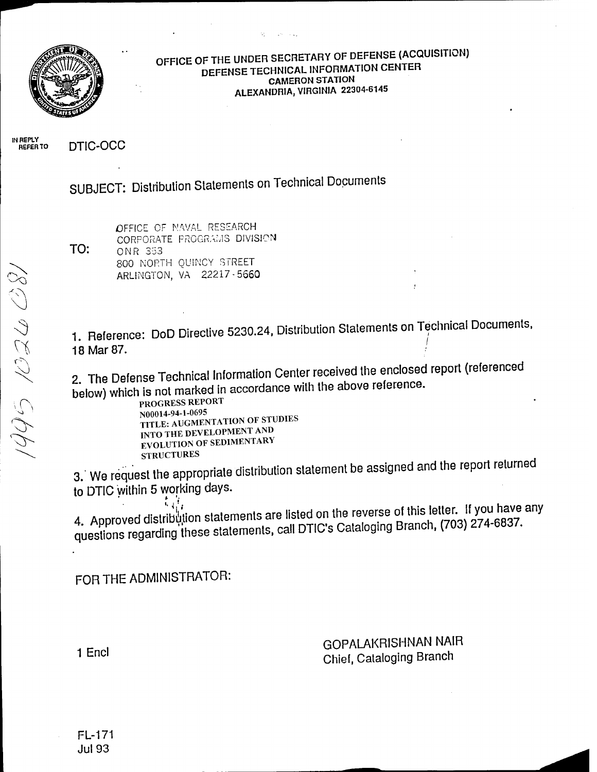OFFICE OF THE UNDER SECRETARY OF DEFENSE (ACQUISITION)
DEFENSE TECHNICAL INFORMATION CENTER
CAMERON STATION
ALEXANDRIA, VIRGINIA 22304-6145

IN REPLY REFER TO DTIC-OCC

SUBJECT: Distribution Statements on Technical Documents

TO:
OFFICE OF NAVAL RESEARCH
CORPORATE PROGRAMS DIVISION
ONR 353
800 NORTH QUINCY STREET
ARLINGTON, VA 22217-5660

19951026 081

1. Reference: DoD Directive 5230.24, Distribution Statements on Technical Documents, 18 Mar 87.

2. The Defense Technical Information Center received the enclosed report (referenced below) which is not marked in accordance with the above reference.

   PROGRESS REPORT
   N00014-94-1-0695
   TITLE: AUGMENTATION OF STUDIES INTO THE DEVELOPMENT AND EVOLUTION OF SEDIMENTARY STRUCTURES

3. We request the appropriate distribution statement be assigned and the report returned to DTIC within 5 working days.

4. Approved distribution statements are listed on the reverse of this letter. If you have any questions regarding these statements, call DTIC's Cataloging Branch, (703) 274-6837.

FOR THE ADMINISTRATOR:

1 Encl

GOPALAKRISHNAN NAIR
Chief, Cataloging Branch

FL-171
Jul 93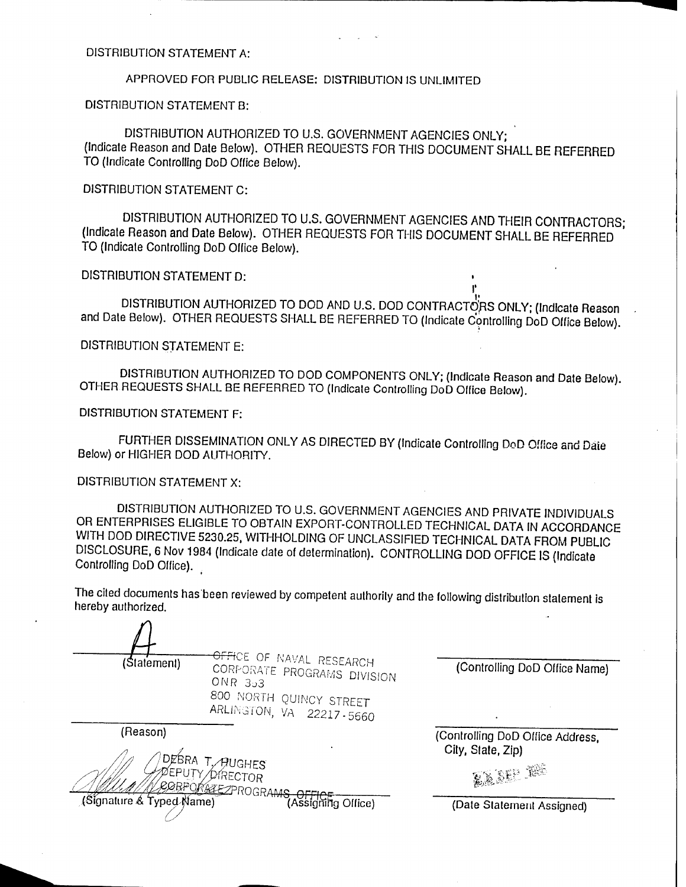DISTRIBUTION STATEMENT A:

APPROVED FOR PUBLIC RELEASE: DISTRIBUTION IS UNLIMITED

DISTRIBUTION STATEMENT B:

DISTRIBUTION AUTHORIZED TO U.S. GOVERNMENT AGENCIES ONLY; (Indicate Reason and Date Below). OTHER REQUESTS FOR THIS DOCUMENT SHALL BE REFERRED TO (Indicate Controlling DoD Office Below).

DISTRIBUTION STATEMENT C:

DISTRIBUTION AUTHORIZED TO U.S. GOVERNMENT AGENCIES AND THEIR CONTRACTORS; (Indicate Reason and Date Below). OTHER REQUESTS FOR THIS DOCUMENT SHALL BE REFERRED TO (Indicate Controlling DoD Office Below).

DISTRIBUTION STATEMENT D:

DISTRIBUTION AUTHORIZED TO DOD AND U.S. DOD CONTRACTORS ONLY; (Indicate Reason and Date Below). OTHER REQUESTS SHALL BE REFERRED TO (Indicate Controlling DoD Office Below).

DISTRIBUTION STATEMENT E:

DISTRIBUTION AUTHORIZED TO DOD COMPONENTS ONLY; (Indicate Reason and Date Below). OTHER REQUESTS SHALL BE REFERRED TO (Indicate Controlling DoD Office Below).

DISTRIBUTION STATEMENT F:

FURTHER DISSEMINATION ONLY AS DIRECTED BY (Indicate Controlling DoD Office and Date Below) or HIGHER DOD AUTHORITY.

DISTRIBUTION STATEMENT X:

DISTRIBUTION AUTHORIZED TO U.S. GOVERNMENT AGENCIES AND PRIVATE INDIVIDUALS OR ENTERPRISES ELIGIBLE TO OBTAIN EXPORT-CONTROLLED TECHNICAL DATA IN ACCORDANCE WITH DOD DIRECTIVE 5230.25, WITHHOLDING OF UNCLASSIFIED TECHNICAL DATA FROM PUBLIC DISCLOSURE, 6 Nov 1984 (Indicate date of determination). CONTROLLING DOD OFFICE IS (Indicate Controlling DoD Office).

The cited documents has been reviewed by competent authority and the following distribution statement is hereby authorized.

A
(Statement)

OFFICE OF NAVAL RESEARCH
CORPORATE PROGRAMS DIVISION
ONR 353
800 NORTH QUINCY STREET
ARLINGTON, VA 22217-5660

(Controlling DoD Office Name)

(Reason)

(Controlling DoD Office Address, City, State, Zip)

DEBRA T. HUGHES
DEPUTY DIRECTOR
CORPORATE PROGRAMS OFFICE

(Signature & Typed Name) (Assigning Office)

(Date Statement Assigned)